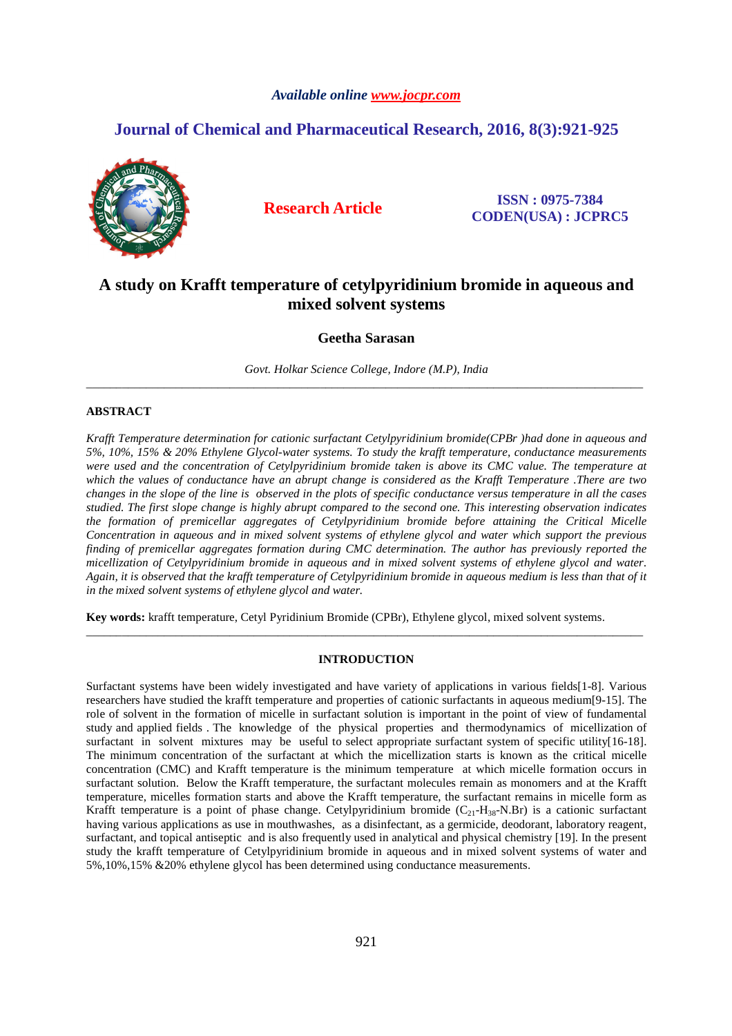*Available online www.jocpr.com*

**Journal of Chemical and Pharmaceutical Research, 2016, 8(3):921-925**

**Research Article**

**ISSN : 0975-7384**
**CODEN(USA) : JCPRC5**

# A study on Krafft temperature of cetylpyridinium bromide in aqueous and mixed solvent systems

**Geetha Sarasan**

*Govt. Holkar Science College, Indore (M.P), India*

---

## ABSTRACT

*Krafft Temperature determination for cationic surfactant Cetylpyridinium bromide(CPBr )had done in aqueous and 5%, 10%, 15% & 20% Ethylene Glycol-water systems. To study the krafft temperature, conductance measurements were used and the concentration of Cetylpyridinium bromide taken is above its CMC value. The temperature at which the values of conductance have an abrupt change is considered as the Krafft Temperature .There are two changes in the slope of the line is observed in the plots of specific conductance versus temperature in all the cases studied. The first slope change is highly abrupt compared to the second one. This interesting observation indicates the formation of premicellar aggregates of Cetylpyridinium bromide before attaining the Critical Micelle Concentration in aqueous and in mixed solvent systems of ethylene glycol and water which support the previous finding of premicellar aggregates formation during CMC determination. The author has previously reported the micellization of Cetylpyridinium bromide in aqueous and in mixed solvent systems of ethylene glycol and water. Again, it is observed that the krafft temperature of Cetylpyridinium bromide in aqueous medium is less than that of it in the mixed solvent systems of ethylene glycol and water.*

**Key words:** krafft temperature, Cetyl Pyridinium Bromide (CPBr), Ethylene glycol, mixed solvent systems.

---

## INTRODUCTION

Surfactant systems have been widely investigated and have variety of applications in various fields[1-8]. Various researchers have studied the krafft temperature and properties of cationic surfactants in aqueous medium[9-15]. The role of solvent in the formation of micelle in surfactant solution is important in the point of view of fundamental study and applied fields . The knowledge of the physical properties and thermodynamics of micellization of surfactant in solvent mixtures may be useful to select appropriate surfactant system of specific utility[16-18]. The minimum concentration of the surfactant at which the micellization starts is known as the critical micelle concentration (CMC) and Krafft temperature is the minimum temperature at which micelle formation occurs in surfactant solution. Below the Krafft temperature, the surfactant molecules remain as monomers and at the Krafft temperature, micelles formation starts and above the Krafft temperature, the surfactant remains in micelle form as Krafft temperature is a point of phase change. Cetylpyridinium bromide ($C_{21}$-$H_{38}$-N.Br) is a cationic surfactant having various applications as use in mouthwashes, as a disinfectant, as a germicide, deodorant, laboratory reagent, surfactant, and topical antiseptic and is also frequently used in analytical and physical chemistry [19]. In the present study the krafft temperature of Cetylpyridinium bromide in aqueous and in mixed solvent systems of water and 5%,10%,15% &20% ethylene glycol has been determined using conductance measurements.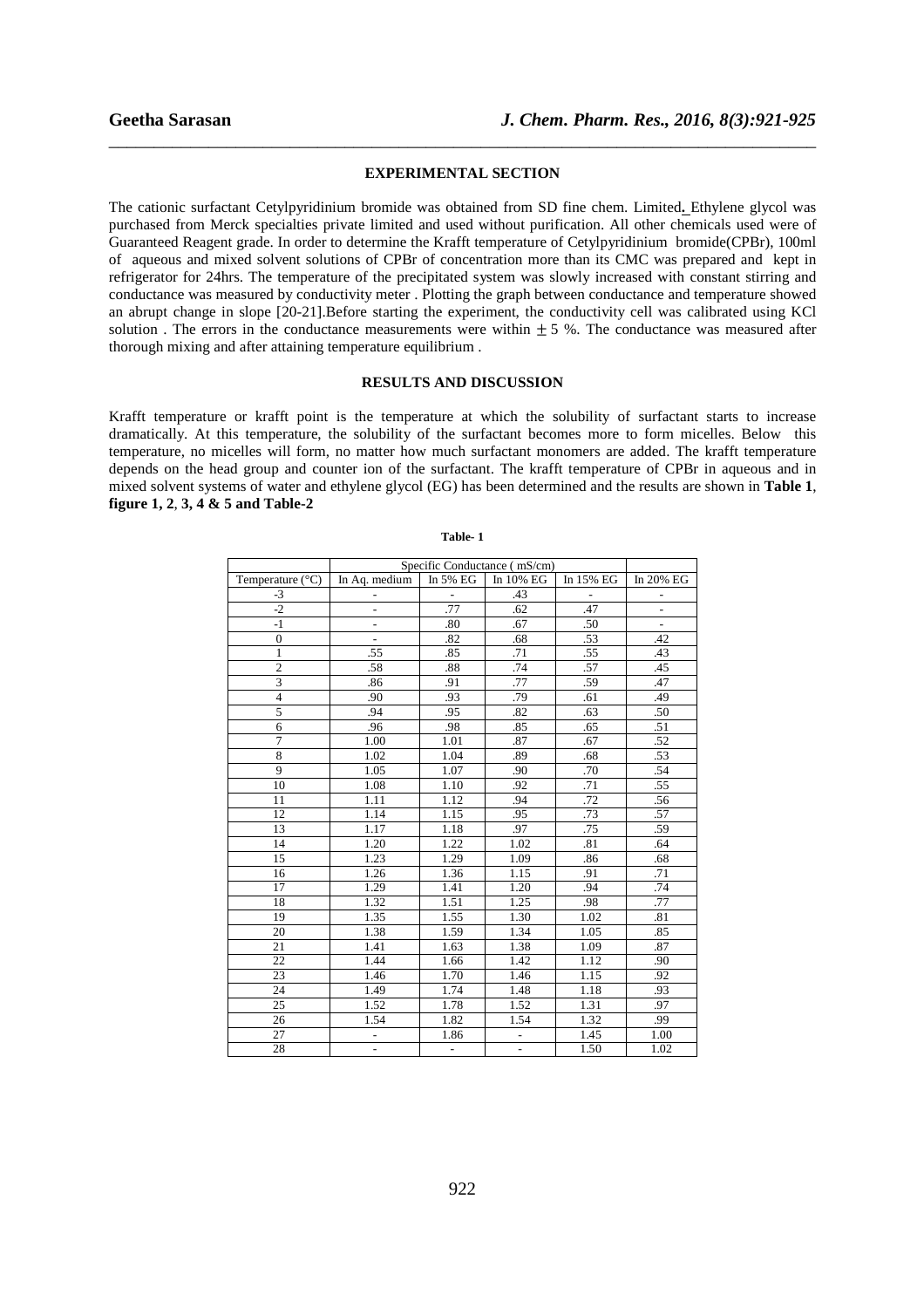## EXPERIMENTAL SECTION

The cationic surfactant Cetylpyridinium bromide was obtained from SD fine chem. Limited**.** Ethylene glycol was purchased from Merck specialties private limited and used without purification. All other chemicals used were of Guaranteed Reagent grade. In order to determine the Krafft temperature of Cetylpyridinium bromide(CPBr), 100ml of aqueous and mixed solvent solutions of CPBr of concentration more than its CMC was prepared and kept in refrigerator for 24hrs. The temperature of the precipitated system was slowly increased with constant stirring and conductance was measured by conductivity meter . Plotting the graph between conductance and temperature showed an abrupt change in slope [20-21].Before starting the experiment, the conductivity cell was calibrated using KCl solution . The errors in the conductance measurements were within $\pm$ 5 %. The conductance was measured after thorough mixing and after attaining temperature equilibrium .

## RESULTS AND DISCUSSION

Krafft temperature or krafft point is the temperature at which the solubility of surfactant starts to increase dramatically. At this temperature, the solubility of the surfactant becomes more to form micelles. Below this temperature, no micelles will form, no matter how much surfactant monomers are added. The krafft temperature depends on the head group and counter ion of the surfactant. The krafft temperature of CPBr in aqueous and in mixed solvent systems of water and ethylene glycol (EG) has been determined and the results are shown in **Table 1**, **figure 1, 2**, **3, 4 & 5 and Table-2**

**Table- 1**

| | Specific Conductance ( mS/cm) | | | | |
|---|---|---|---|---|---|
| Temperature (°C) | In Aq. medium | In 5% EG | In 10% EG | In 15% EG | In 20% EG |
| -3 | - | - | .43 | - | - |
| -2 | - | .77 | .62 | .47 | - |
| -1 | - | .80 | .67 | .50 | - |
| 0 | - | .82 | .68 | .53 | .42 |
| 1 | .55 | .85 | .71 | .55 | .43 |
| 2 | .58 | .88 | .74 | .57 | .45 |
| 3 | .86 | .91 | .77 | .59 | .47 |
| 4 | .90 | .93 | .79 | .61 | .49 |
| 5 | .94 | .95 | .82 | .63 | .50 |
| 6 | .96 | .98 | .85 | .65 | .51 |
| 7 | 1.00 | 1.01 | .87 | .67 | .52 |
| 8 | 1.02 | 1.04 | .89 | .68 | .53 |
| 9 | 1.05 | 1.07 | .90 | .70 | .54 |
| 10 | 1.08 | 1.10 | .92 | .71 | .55 |
| 11 | 1.11 | 1.12 | .94 | .72 | .56 |
| 12 | 1.14 | 1.15 | .95 | .73 | .57 |
| 13 | 1.17 | 1.18 | .97 | .75 | .59 |
| 14 | 1.20 | 1.22 | 1.02 | .81 | .64 |
| 15 | 1.23 | 1.29 | 1.09 | .86 | .68 |
| 16 | 1.26 | 1.36 | 1.15 | .91 | .71 |
| 17 | 1.29 | 1.41 | 1.20 | .94 | .74 |
| 18 | 1.32 | 1.51 | 1.25 | .98 | .77 |
| 19 | 1.35 | 1.55 | 1.30 | 1.02 | .81 |
| 20 | 1.38 | 1.59 | 1.34 | 1.05 | .85 |
| 21 | 1.41 | 1.63 | 1.38 | 1.09 | .87 |
| 22 | 1.44 | 1.66 | 1.42 | 1.12 | .90 |
| 23 | 1.46 | 1.70 | 1.46 | 1.15 | .92 |
| 24 | 1.49 | 1.74 | 1.48 | 1.18 | .93 |
| 25 | 1.52 | 1.78 | 1.52 | 1.31 | .97 |
| 26 | 1.54 | 1.82 | 1.54 | 1.32 | .99 |
| 27 | - | 1.86 | - | 1.45 | 1.00 |
| 28 | - | - | - | 1.50 | 1.02 |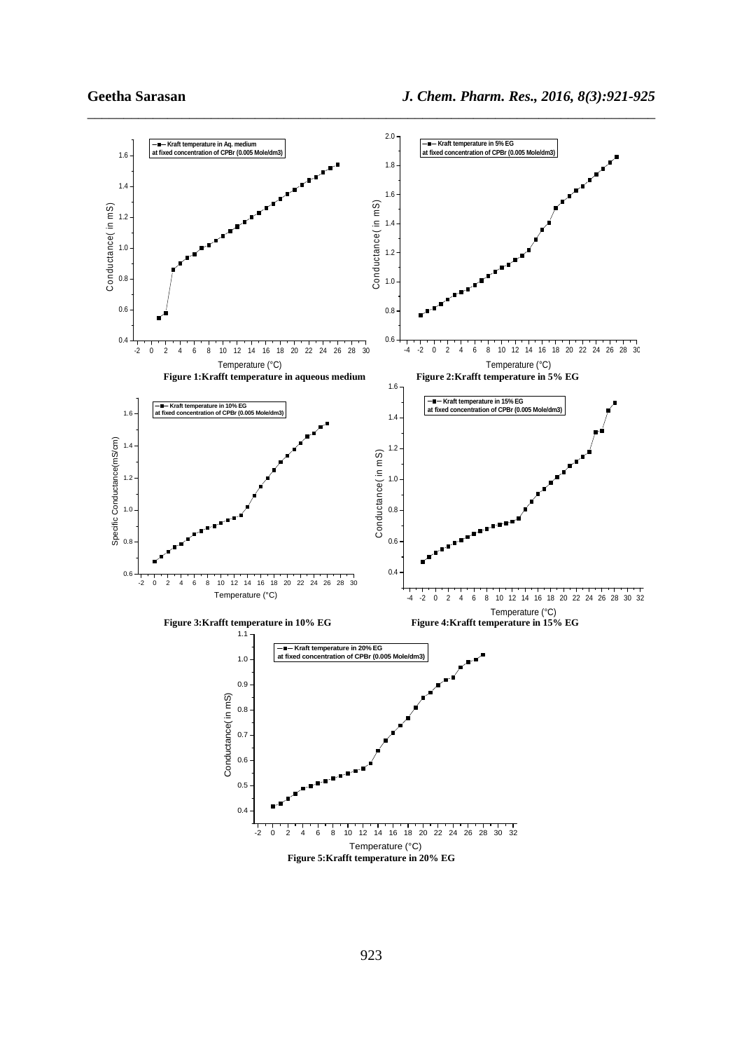Figure 1:Krafft temperature in aqueous medium

Figure 2:Krafft temperature in 5% EG

Figure 3:Krafft temperature in 10% EG

Figure 4:Krafft temperature in 15% EG

Figure 5:Krafft temperature in 20% EG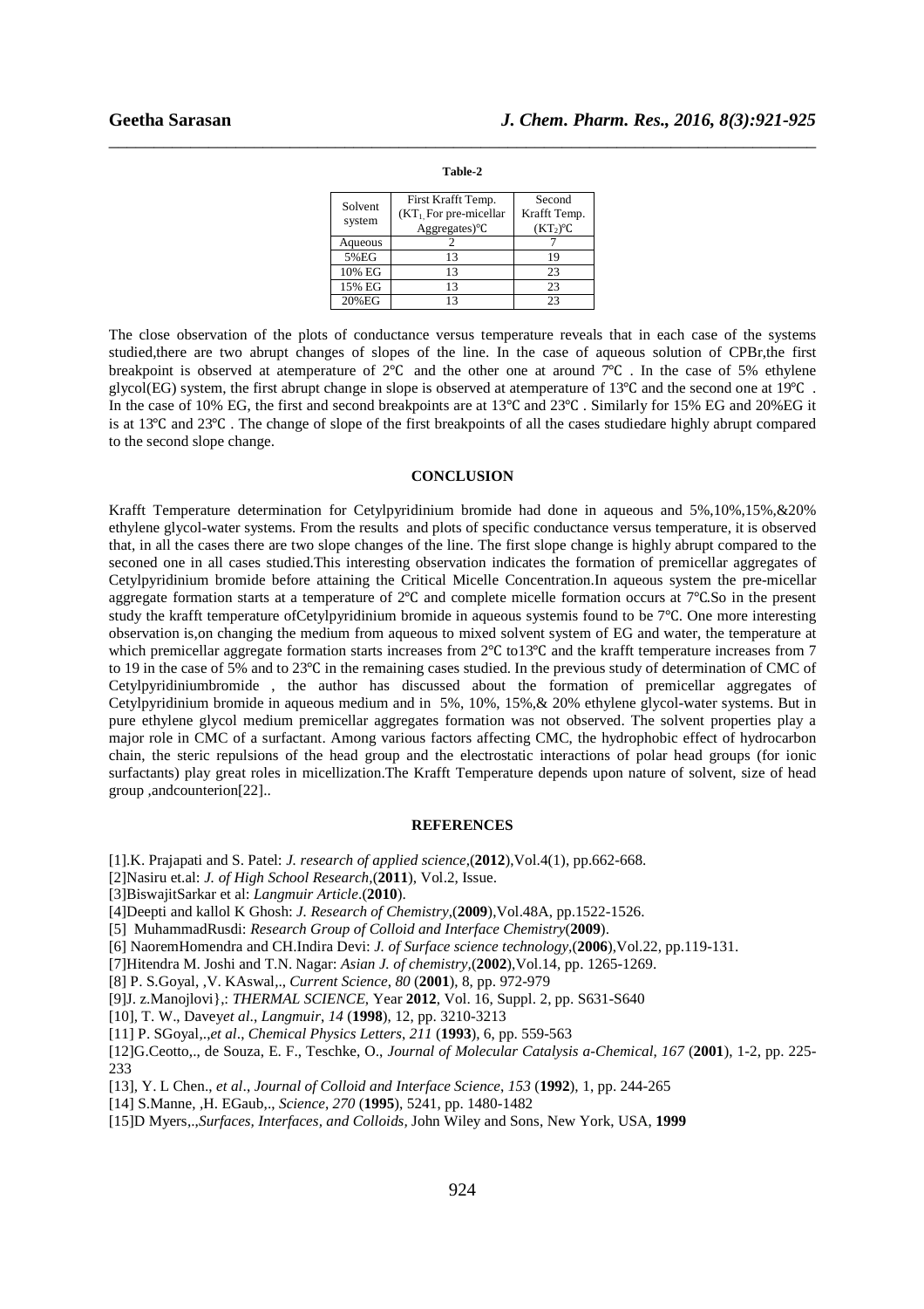**Table-2**

| Solvent system | First Krafft Temp. ($KT_1$ For pre-micellar Aggregates)℃ | Second Krafft Temp. ($KT_2$)℃ |
|---|---|---|
| Aqueous | 2 | 7 |
| 5%EG | 13 | 19 |
| 10% EG | 13 | 23 |
| 15% EG | 13 | 23 |
| 20%EG | 13 | 23 |

The close observation of the plots of conductance versus temperature reveals that in each case of the systems studied,there are two abrupt changes of slopes of the line. In the case of aqueous solution of CPBr,the first breakpoint is observed at atemperature of 2℃ and the other one at around 7℃ . In the case of 5% ethylene glycol(EG) system, the first abrupt change in slope is observed at atemperature of 13℃ and the second one at 19℃ . In the case of 10% EG, the first and second breakpoints are at 13℃ and 23℃ . Similarly for 15% EG and 20%EG it is at 13℃ and 23℃ . The change of slope of the first breakpoints of all the cases studiedare highly abrupt compared to the second slope change.

## CONCLUSION

Krafft Temperature determination for Cetylpyridinium bromide had done in aqueous and 5%,10%,15%,&20% ethylene glycol-water systems. From the results and plots of specific conductance versus temperature, it is observed that, in all the cases there are two slope changes of the line. The first slope change is highly abrupt compared to the seconed one in all cases studied.This interesting observation indicates the formation of premicellar aggregates of Cetylpyridinium bromide before attaining the Critical Micelle Concentration.In aqueous system the pre-micellar aggregate formation starts at a temperature of 2℃ and complete micelle formation occurs at 7℃.So in the present study the krafft temperature ofCetylpyridinium bromide in aqueous systemis found to be 7℃. One more interesting observation is,on changing the medium from aqueous to mixed solvent system of EG and water, the temperature at which premicellar aggregate formation starts increases from 2℃ to13℃ and the krafft temperature increases from 7 to 19 in the case of 5% and to 23℃ in the remaining cases studied. In the previous study of determination of CMC of Cetylpyridiniumbromide , the author has discussed about the formation of premicellar aggregates of Cetylpyridinium bromide in aqueous medium and in 5%, 10%, 15%,& 20% ethylene glycol-water systems. But in pure ethylene glycol medium premicellar aggregates formation was not observed. The solvent properties play a major role in CMC of a surfactant. Among various factors affecting CMC, the hydrophobic effect of hydrocarbon chain, the steric repulsions of the head group and the electrostatic interactions of polar head groups (for ionic surfactants) play great roles in micellization.The Krafft Temperature depends upon nature of solvent, size of head group ,andcounterion[22]..

## REFERENCES

[1].K. Prajapati and S. Patel: *J. research of applied science*,(**2012**),Vol.4(1), pp.662-668.

[2]Nasiru et.al: *J. of High School Research*,(**2011**), Vol.2, Issue.

[3]BiswajitSarkar et al: *Langmuir Article*.(**2010**).

[4]Deepti and kallol K Ghosh: *J. Research of Chemistry*,(**2009**),Vol.48A, pp.1522-1526.

[5] MuhammadRusdi: *Research Group of Colloid and Interface Chemistry*(**2009**).

[6] NaoremHomendra and CH.Indira Devi: *J. of Surface science technology*,(**2006**),Vol.22, pp.119-131.

[7]Hitendra M. Joshi and T.N. Nagar: *Asian J. of chemistry*,(**2002**),Vol.14, pp. 1265-1269.

[8] P. S.Goyal, ,V. KAswal,., *Current Science*, *80* (**2001**), 8, pp. 972-979

[9]J. z.Manojlovi},: *THERMAL SCIENCE*, Year **2012**, Vol. 16, Suppl. 2, pp. S631-S640

[10], T. W., Davey*et al*., *Langmuir*, *14* (**1998**), 12, pp. 3210-3213

[11] P. SGoyal,.,*et al*., *Chemical Physics Letters*, *211* (**1993**), 6, pp. 559-563

[12]G.Ceotto,., de Souza, E. F., Teschke, O., *Journal of Molecular Catalysis a-Chemical*, *167* (**2001**), 1-2, pp. 225-233

[13], Y. L Chen., *et al*., *Journal of Colloid and Interface Science*, *153* (**1992**), 1, pp. 244-265

[14] S.Manne, ,H. EGaub,., *Science*, *270* (**1995**), 5241, pp. 1480-1482

[15]D Myers,.,*Surfaces, Interfaces, and Colloids*, John Wiley and Sons, New York, USA, **1999**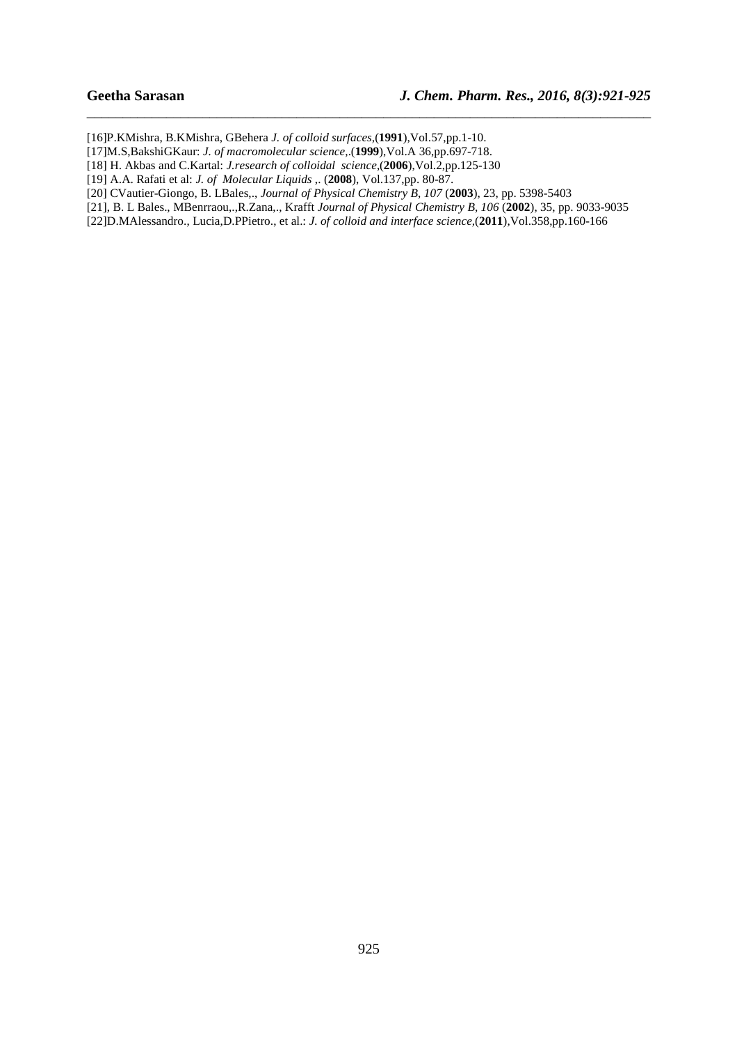[16]P.KMishra, B.KMishra, GBehera *J. of colloid surfaces*,(**1991**),Vol.57,pp.1-10.

[17]M.S,BakshiGKaur: *J. of macromolecular science*,.(**1999**),Vol.A 36,pp.697-718.

[18] H. Akbas and C.Kartal: *J.research of colloidal science*,(**2006**),Vol.2,pp.125-130

[19] A.A. Rafati et al: *J. of Molecular Liquids* ,. (**2008**), Vol.137,pp. 80-87.

[20] CVautier-Giongo, B. LBales,., *Journal of Physical Chemistry B*, *107* (**2003**), 23, pp. 5398-5403

[21], B. L Bales., MBenrraou,.,R.Zana,., Krafft *Journal of Physical Chemistry B*, *106* (**2002**), 35, pp. 9033-9035

[22]D.MAlessandro., Lucia,D.PPietro., et al.: *J. of colloid and interface science*,(**2011**),Vol.358,pp.160-166